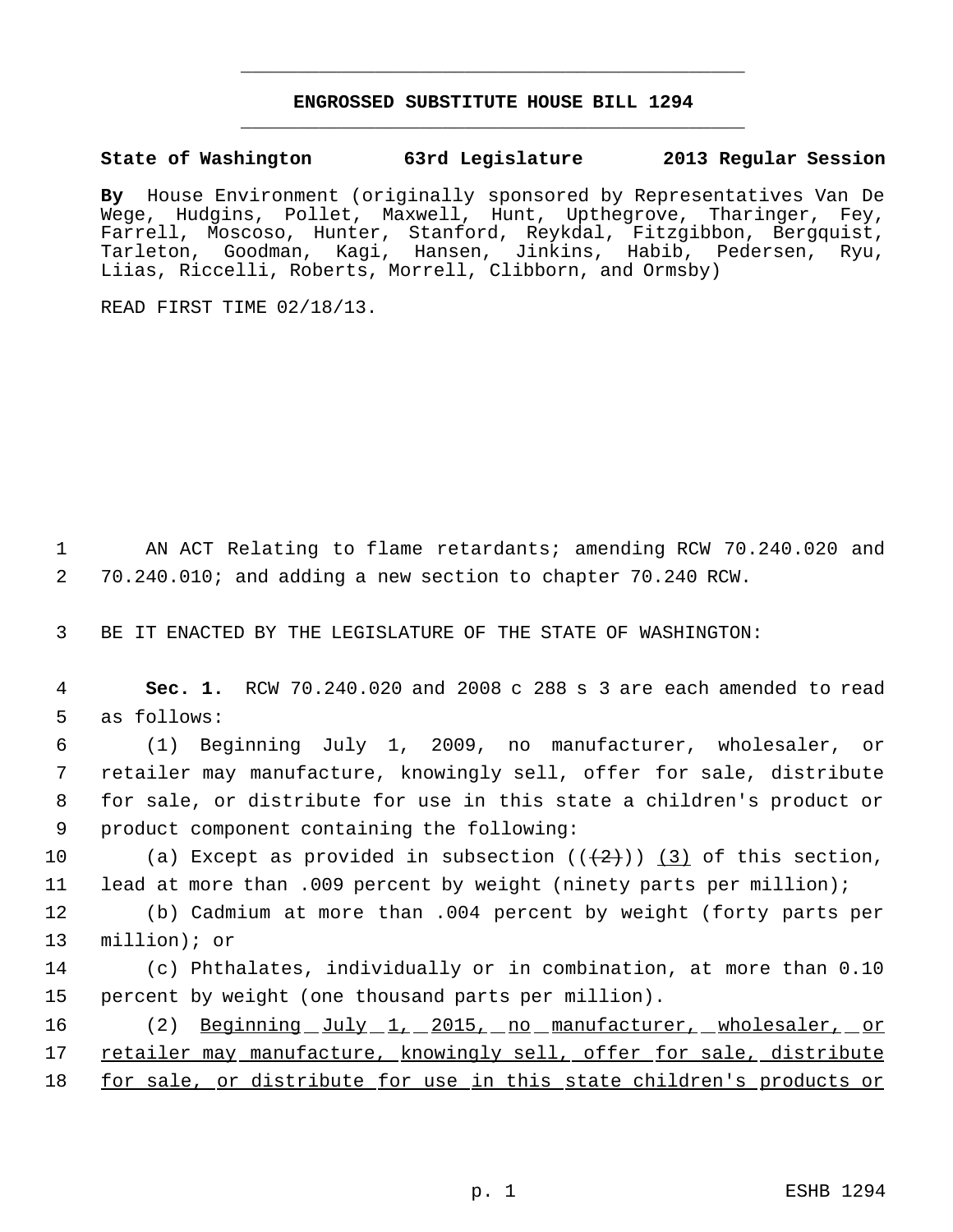# ENGROSSED SUBSTITUTE HOUSE BILL 1294

**State of Washington 63rd Legislature 2013 Regular Session**

**By** House Environment (originally sponsored by Representatives Van De Wege, Hudgins, Pollet, Maxwell, Hunt, Upthegrove, Tharinger, Fey, Farrell, Moscoso, Hunter, Stanford, Reykdal, Fitzgibbon, Bergquist, Tarleton, Goodman, Kagi, Hansen, Jinkins, Habib, Pedersen, Ryu, Liias, Riccelli, Roberts, Morrell, Clibborn, and Ormsby)

READ FIRST TIME 02/18/13.

1 AN ACT Relating to flame retardants; amending RCW 70.240.020 and
2 70.240.010; and adding a new section to chapter 70.240 RCW.

3 BE IT ENACTED BY THE LEGISLATURE OF THE STATE OF WASHINGTON:

4 **Sec. 1.** RCW 70.240.020 and 2008 c 288 s 3 are each amended to read
5 as follows:

6 (1) Beginning July 1, 2009, no manufacturer, wholesaler, or
7 retailer may manufacture, knowingly sell, offer for sale, distribute
8 for sale, or distribute for use in this state a children's product or
9 product component containing the following:

10 (a) Except as provided in subsection ((~~(2)~~)) <u>(3)</u> of this section,
11 lead at more than .009 percent by weight (ninety parts per million);

12 (b) Cadmium at more than .004 percent by weight (forty parts per
13 million); or

14 (c) Phthalates, individually or in combination, at more than 0.10
15 percent by weight (one thousand parts per million).

16 (2) <u>Beginning July 1, 2015, no manufacturer, wholesaler, or</u>
17 <u>retailer may manufacture, knowingly sell, offer for sale, distribute</u>
18 <u>for sale, or distribute for use in this state children's products or</u>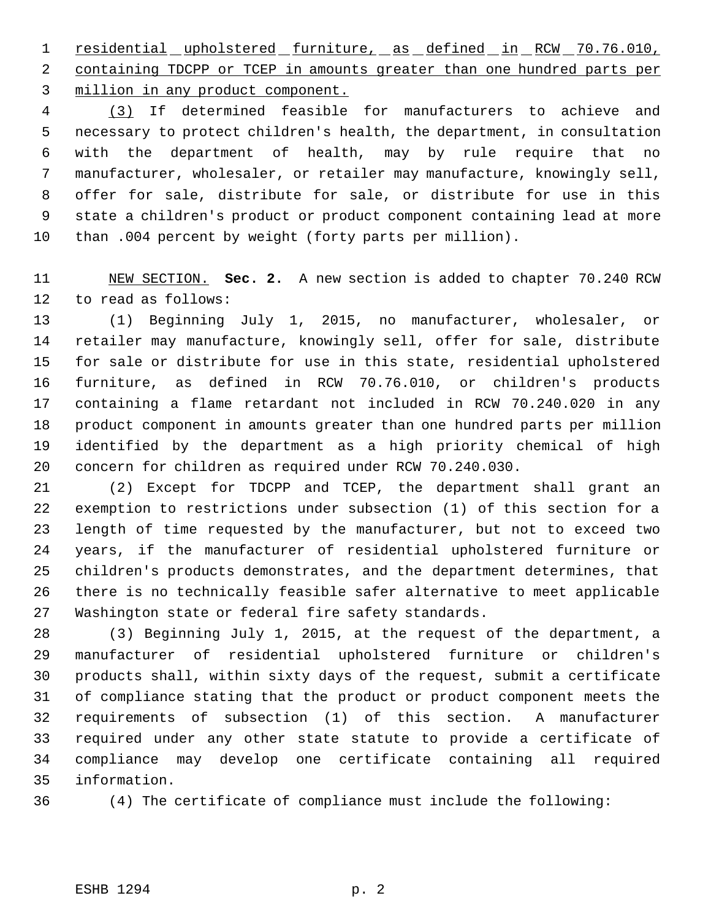residential upholstered furniture, as defined in RCW 70.76.010, containing TDCPP or TCEP in amounts greater than one hundred parts per million in any product component.

(3) If determined feasible for manufacturers to achieve and necessary to protect children's health, the department, in consultation with the department of health, may by rule require that no manufacturer, wholesaler, or retailer may manufacture, knowingly sell, offer for sale, distribute for sale, or distribute for use in this state a children's product or product component containing lead at more than .004 percent by weight (forty parts per million).

NEW SECTION. **Sec. 2.** A new section is added to chapter 70.240 RCW to read as follows:

(1) Beginning July 1, 2015, no manufacturer, wholesaler, or retailer may manufacture, knowingly sell, offer for sale, distribute for sale or distribute for use in this state, residential upholstered furniture, as defined in RCW 70.76.010, or children's products containing a flame retardant not included in RCW 70.240.020 in any product component in amounts greater than one hundred parts per million identified by the department as a high priority chemical of high concern for children as required under RCW 70.240.030.

(2) Except for TDCPP and TCEP, the department shall grant an exemption to restrictions under subsection (1) of this section for a length of time requested by the manufacturer, but not to exceed two years, if the manufacturer of residential upholstered furniture or children's products demonstrates, and the department determines, that there is no technically feasible safer alternative to meet applicable Washington state or federal fire safety standards.

(3) Beginning July 1, 2015, at the request of the department, a manufacturer of residential upholstered furniture or children's products shall, within sixty days of the request, submit a certificate of compliance stating that the product or product component meets the requirements of subsection (1) of this section. A manufacturer required under any other state statute to provide a certificate of compliance may develop one certificate containing all required information.

(4) The certificate of compliance must include the following: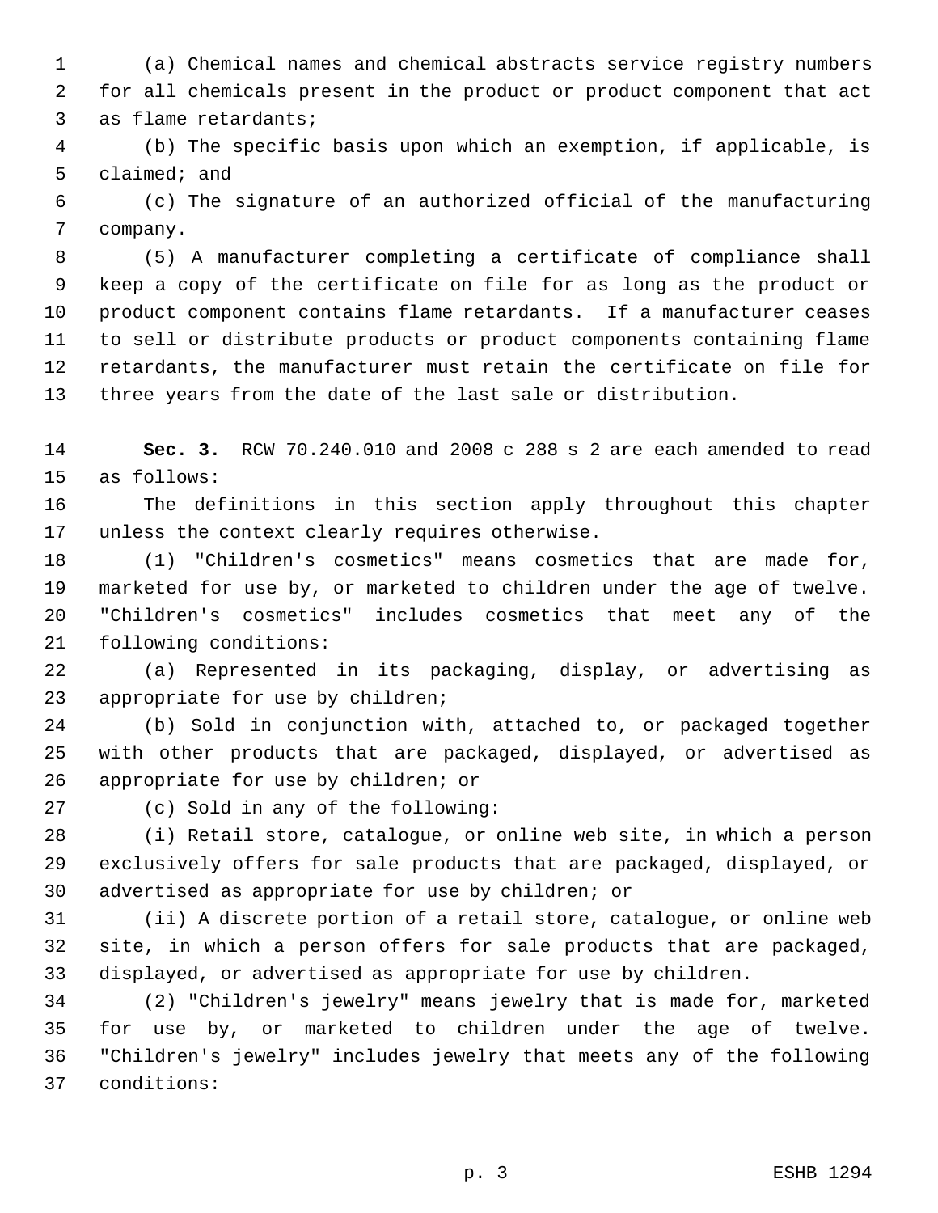(a) Chemical names and chemical abstracts service registry numbers for all chemicals present in the product or product component that act as flame retardants;

(b) The specific basis upon which an exemption, if applicable, is claimed; and

(c) The signature of an authorized official of the manufacturing company.

(5) A manufacturer completing a certificate of compliance shall keep a copy of the certificate on file for as long as the product or product component contains flame retardants. If a manufacturer ceases to sell or distribute products or product components containing flame retardants, the manufacturer must retain the certificate on file for three years from the date of the last sale or distribution.

**Sec. 3.** RCW 70.240.010 and 2008 c 288 s 2 are each amended to read as follows:

The definitions in this section apply throughout this chapter unless the context clearly requires otherwise.

(1) "Children's cosmetics" means cosmetics that are made for, marketed for use by, or marketed to children under the age of twelve. "Children's cosmetics" includes cosmetics that meet any of the following conditions:

(a) Represented in its packaging, display, or advertising as appropriate for use by children;

(b) Sold in conjunction with, attached to, or packaged together with other products that are packaged, displayed, or advertised as appropriate for use by children; or

(c) Sold in any of the following:

(i) Retail store, catalogue, or online web site, in which a person exclusively offers for sale products that are packaged, displayed, or advertised as appropriate for use by children; or

(ii) A discrete portion of a retail store, catalogue, or online web site, in which a person offers for sale products that are packaged, displayed, or advertised as appropriate for use by children.

(2) "Children's jewelry" means jewelry that is made for, marketed for use by, or marketed to children under the age of twelve. "Children's jewelry" includes jewelry that meets any of the following conditions: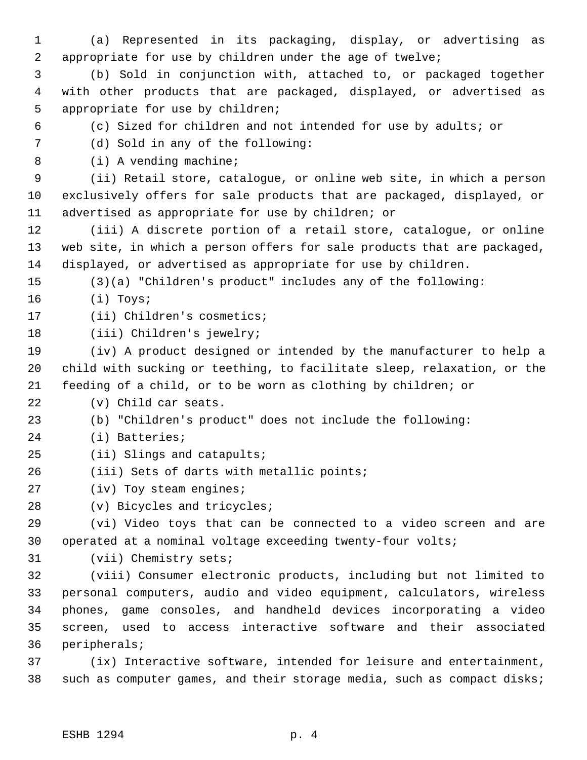(a) Represented in its packaging, display, or advertising as appropriate for use by children under the age of twelve;

(b) Sold in conjunction with, attached to, or packaged together with other products that are packaged, displayed, or advertised as appropriate for use by children;

(c) Sized for children and not intended for use by adults; or

(d) Sold in any of the following:

(i) A vending machine;

(ii) Retail store, catalogue, or online web site, in which a person exclusively offers for sale products that are packaged, displayed, or advertised as appropriate for use by children; or

(iii) A discrete portion of a retail store, catalogue, or online web site, in which a person offers for sale products that are packaged, displayed, or advertised as appropriate for use by children.

(3)(a) "Children's product" includes any of the following:

(i) Toys;

(ii) Children's cosmetics;

(iii) Children's jewelry;

(iv) A product designed or intended by the manufacturer to help a child with sucking or teething, to facilitate sleep, relaxation, or the feeding of a child, or to be worn as clothing by children; or

(v) Child car seats.

(b) "Children's product" does not include the following:

(i) Batteries;

(ii) Slings and catapults;

(iii) Sets of darts with metallic points;

(iv) Toy steam engines;

(v) Bicycles and tricycles;

(vi) Video toys that can be connected to a video screen and are operated at a nominal voltage exceeding twenty-four volts;

(vii) Chemistry sets;

(viii) Consumer electronic products, including but not limited to personal computers, audio and video equipment, calculators, wireless phones, game consoles, and handheld devices incorporating a video screen, used to access interactive software and their associated peripherals;

(ix) Interactive software, intended for leisure and entertainment, such as computer games, and their storage media, such as compact disks;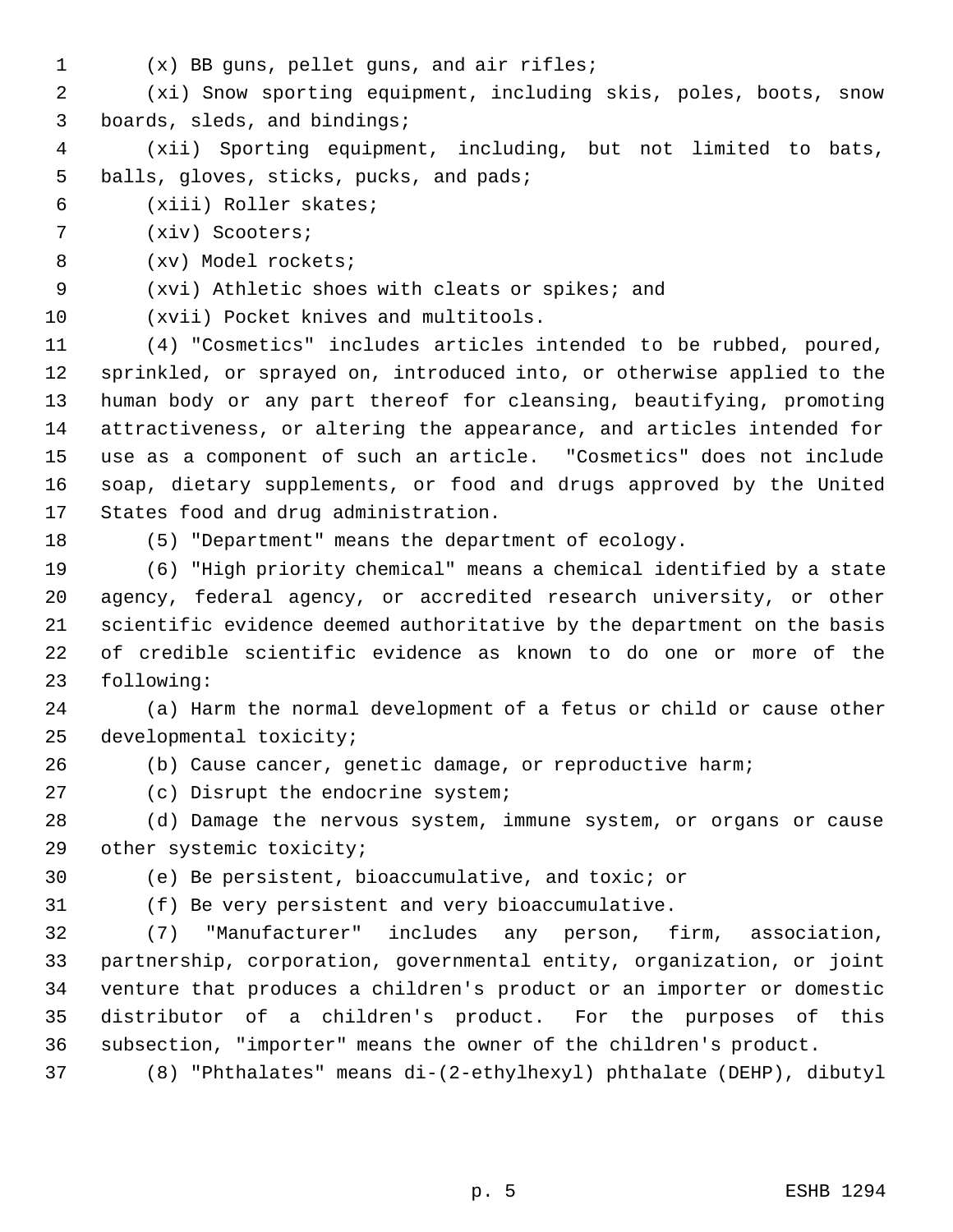(x) BB guns, pellet guns, and air rifles;

(xi) Snow sporting equipment, including skis, poles, boots, snow boards, sleds, and bindings;

(xii) Sporting equipment, including, but not limited to bats, balls, gloves, sticks, pucks, and pads;

(xiii) Roller skates;

(xiv) Scooters;

(xv) Model rockets;

(xvi) Athletic shoes with cleats or spikes; and

(xvii) Pocket knives and multitools.

(4) "Cosmetics" includes articles intended to be rubbed, poured, sprinkled, or sprayed on, introduced into, or otherwise applied to the human body or any part thereof for cleansing, beautifying, promoting attractiveness, or altering the appearance, and articles intended for use as a component of such an article. "Cosmetics" does not include soap, dietary supplements, or food and drugs approved by the United States food and drug administration.

(5) "Department" means the department of ecology.

(6) "High priority chemical" means a chemical identified by a state agency, federal agency, or accredited research university, or other scientific evidence deemed authoritative by the department on the basis of credible scientific evidence as known to do one or more of the following:

(a) Harm the normal development of a fetus or child or cause other developmental toxicity;

(b) Cause cancer, genetic damage, or reproductive harm;

(c) Disrupt the endocrine system;

(d) Damage the nervous system, immune system, or organs or cause other systemic toxicity;

(e) Be persistent, bioaccumulative, and toxic; or

(f) Be very persistent and very bioaccumulative.

(7) "Manufacturer" includes any person, firm, association, partnership, corporation, governmental entity, organization, or joint venture that produces a children's product or an importer or domestic distributor of a children's product. For the purposes of this subsection, "importer" means the owner of the children's product.

(8) "Phthalates" means di-(2-ethylhexyl) phthalate (DEHP), dibutyl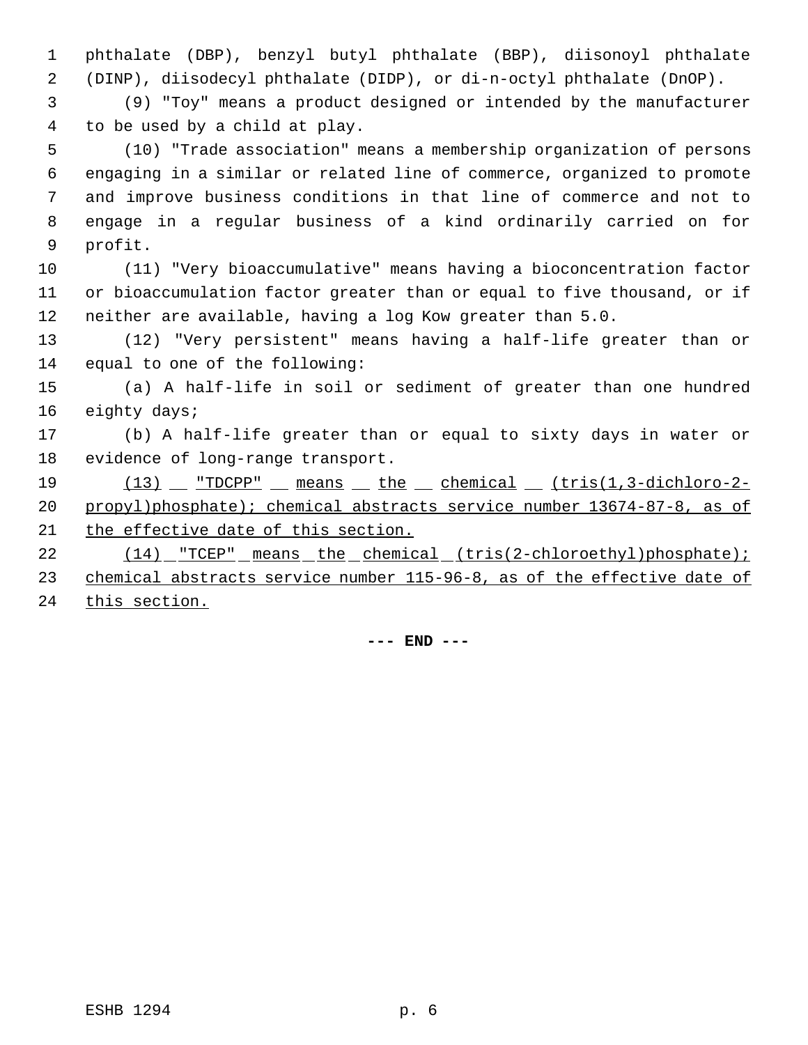phthalate (DBP), benzyl butyl phthalate (BBP), diisonoyl phthalate (DINP), diisodecyl phthalate (DIDP), or di-n-octyl phthalate (DnOP).

(9) "Toy" means a product designed or intended by the manufacturer to be used by a child at play.

(10) "Trade association" means a membership organization of persons engaging in a similar or related line of commerce, organized to promote and improve business conditions in that line of commerce and not to engage in a regular business of a kind ordinarily carried on for profit.

(11) "Very bioaccumulative" means having a bioconcentration factor or bioaccumulation factor greater than or equal to five thousand, or if neither are available, having a log Kow greater than 5.0.

(12) "Very persistent" means having a half-life greater than or equal to one of the following:

(a) A half-life in soil or sediment of greater than one hundred eighty days;

(b) A half-life greater than or equal to sixty days in water or evidence of long-range transport.

(13) "TDCPP" means the chemical (tris(1,3-dichloro-2-propyl)phosphate); chemical abstracts service number 13674-87-8, as of the effective date of this section.

(14) "TCEP" means the chemical (tris(2-chloroethyl)phosphate); chemical abstracts service number 115-96-8, as of the effective date of this section.

**--- END ---**